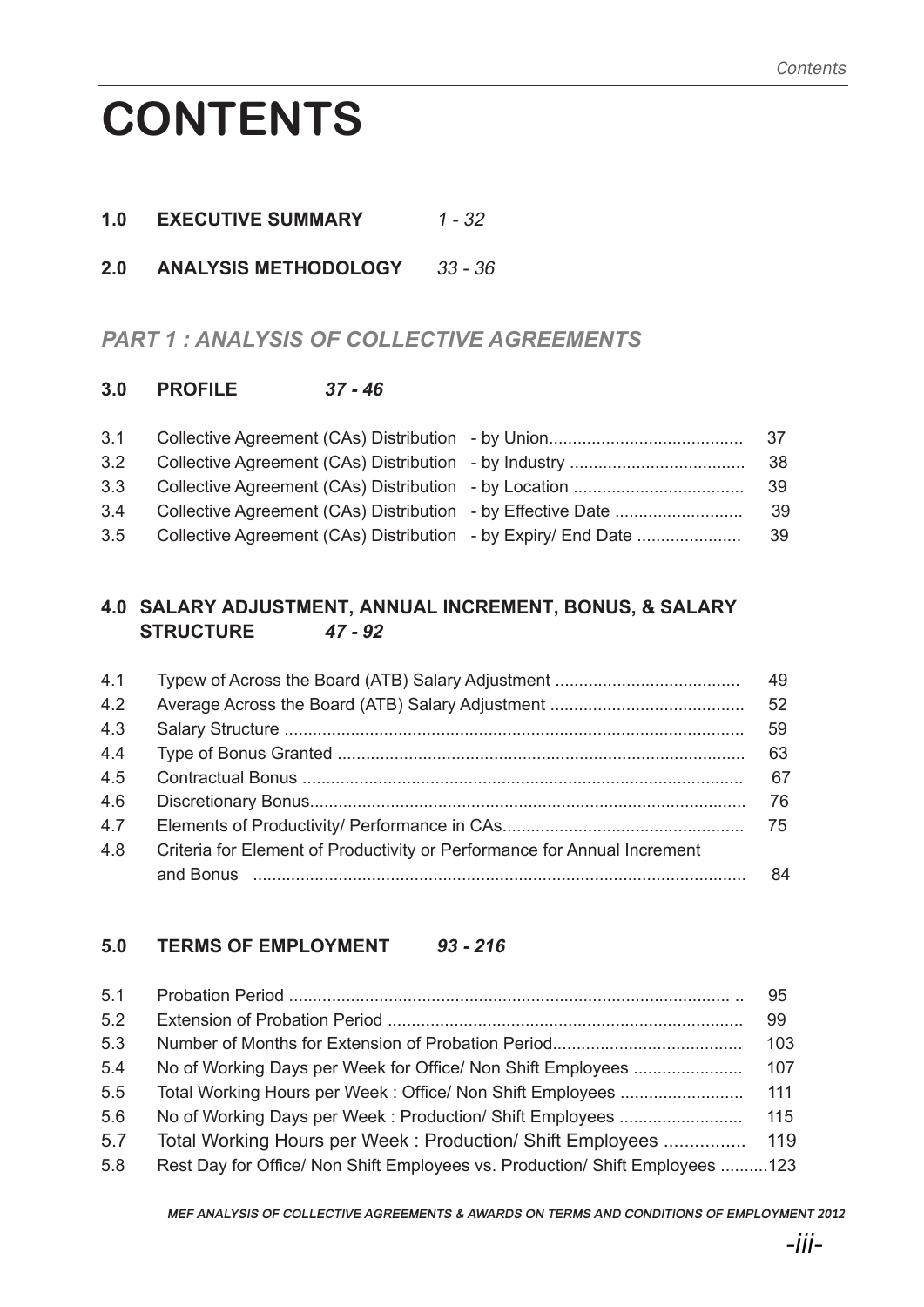# CONTENTS

**1.0 EXECUTIVE SUMMARY** *1 - 32*

**2.0 ANALYSIS METHODOLOGY** *33 - 36*

## *PART 1 : ANALYSIS OF COLLECTIVE AGREEMENTS*

**3.0 PROFILE** ***37 - 46***

| | | |
|---|---|---|
| 3.1 | Collective Agreement (CAs) Distribution - by Union | 37 |
| 3.2 | Collective Agreement (CAs) Distribution - by Industry | 38 |
| 3.3 | Collective Agreement (CAs) Distribution - by Location | 39 |
| 3.4 | Collective Agreement (CAs) Distribution - by Effective Date | 39 |
| 3.5 | Collective Agreement (CAs) Distribution - by Expiry/ End Date | 39 |

**4.0 SALARY ADJUSTMENT, ANNUAL INCREMENT, BONUS, & SALARY STRUCTURE** ***47 - 92***

| | | |
|---|---|---|
| 4.1 | Typew of Across the Board (ATB) Salary Adjustment | 49 |
| 4.2 | Average Across the Board (ATB) Salary Adjustment | 52 |
| 4.3 | Salary Structure | 59 |
| 4.4 | Type of Bonus Granted | 63 |
| 4.5 | Contractual Bonus | 67 |
| 4.6 | Discretionary Bonus | 76 |
| 4.7 | Elements of Productivity/ Performance in CAs | 75 |
| 4.8 | Criteria for Element of Productivity or Performance for Annual Increment and Bonus | 84 |

**5.0 TERMS OF EMPLOYMENT** ***93 - 216***

| | | |
|---|---|---|
| 5.1 | Probation Period | 95 |
| 5.2 | Extension of Probation Period | 99 |
| 5.3 | Number of Months for Extension of Probation Period | 103 |
| 5.4 | No of Working Days per Week for Office/ Non Shift Employees | 107 |
| 5.5 | Total Working Hours per Week : Office/ Non Shift Employees | 111 |
| 5.6 | No of Working Days per Week : Production/ Shift Employees | 115 |
| 5.7 | Total Working Hours per Week : Production/ Shift Employees | 119 |
| 5.8 | Rest Day for Office/ Non Shift Employees vs. Production/ Shift Employees | 123 |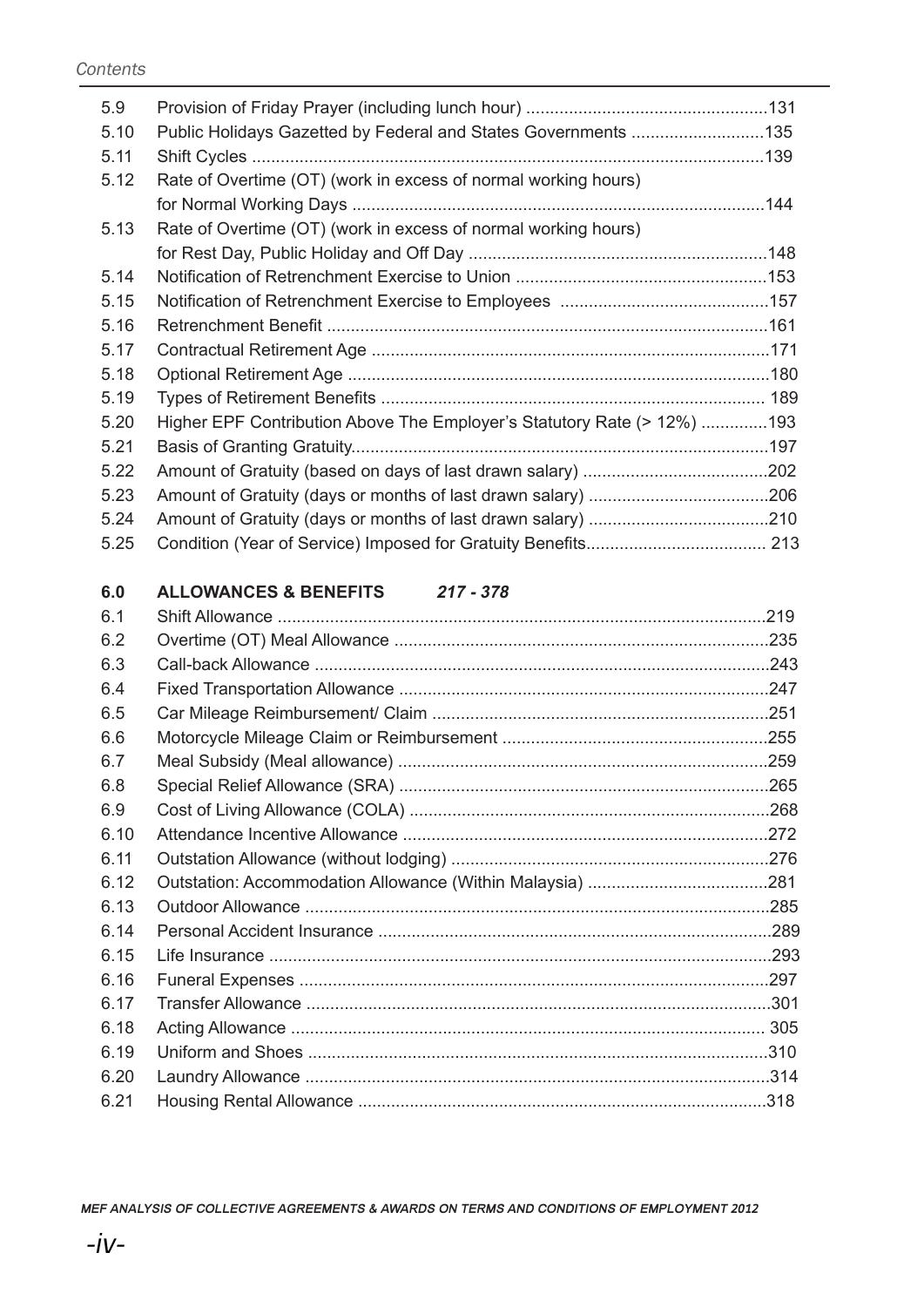| | | |
|---|---|---|
| 5.9 | Provision of Friday Prayer (including lunch hour) | 131 |
| 5.10 | Public Holidays Gazetted by Federal and States Governments | 135 |
| 5.11 | Shift Cycles | 139 |
| 5.12 | Rate of Overtime (OT) (work in excess of normal working hours) for Normal Working Days | 144 |
| 5.13 | Rate of Overtime (OT) (work in excess of normal working hours) for Rest Day, Public Holiday and Off Day | 148 |
| 5.14 | Notification of Retrenchment Exercise to Union | 153 |
| 5.15 | Notification of Retrenchment Exercise to Employees | 157 |
| 5.16 | Retrenchment Benefit | 161 |
| 5.17 | Contractual Retirement Age | 171 |
| 5.18 | Optional Retirement Age | 180 |
| 5.19 | Types of Retirement Benefits | 189 |
| 5.20 | Higher EPF Contribution Above The Employer's Statutory Rate (> 12%) | 193 |
| 5.21 | Basis of Granting Gratuity | 197 |
| 5.22 | Amount of Gratuity (based on days of last drawn salary) | 202 |
| 5.23 | Amount of Gratuity (days or months of last drawn salary) | 206 |
| 5.24 | Amount of Gratuity (days or months of last drawn salary) | 210 |
| 5.25 | Condition (Year of Service) Imposed for Gratuity Benefits | 213 |
| **6.0** | **ALLOWANCES & BENEFITS** ***217 - 378*** | |
| 6.1 | Shift Allowance | 219 |
| 6.2 | Overtime (OT) Meal Allowance | 235 |
| 6.3 | Call-back Allowance | 243 |
| 6.4 | Fixed Transportation Allowance | 247 |
| 6.5 | Car Mileage Reimbursement/ Claim | 251 |
| 6.6 | Motorcycle Mileage Claim or Reimbursement | 255 |
| 6.7 | Meal Subsidy (Meal allowance) | 259 |
| 6.8 | Special Relief Allowance (SRA) | 265 |
| 6.9 | Cost of Living Allowance (COLA) | 268 |
| 6.10 | Attendance Incentive Allowance | 272 |
| 6.11 | Outstation Allowance (without lodging) | 276 |
| 6.12 | Outstation: Accommodation Allowance (Within Malaysia) | 281 |
| 6.13 | Outdoor Allowance | 285 |
| 6.14 | Personal Accident Insurance | 289 |
| 6.15 | Life Insurance | 293 |
| 6.16 | Funeral Expenses | 297 |
| 6.17 | Transfer Allowance | 301 |
| 6.18 | Acting Allowance | 305 |
| 6.19 | Uniform and Shoes | 310 |
| 6.20 | Laundry Allowance | 314 |
| 6.21 | Housing Rental Allowance | 318 |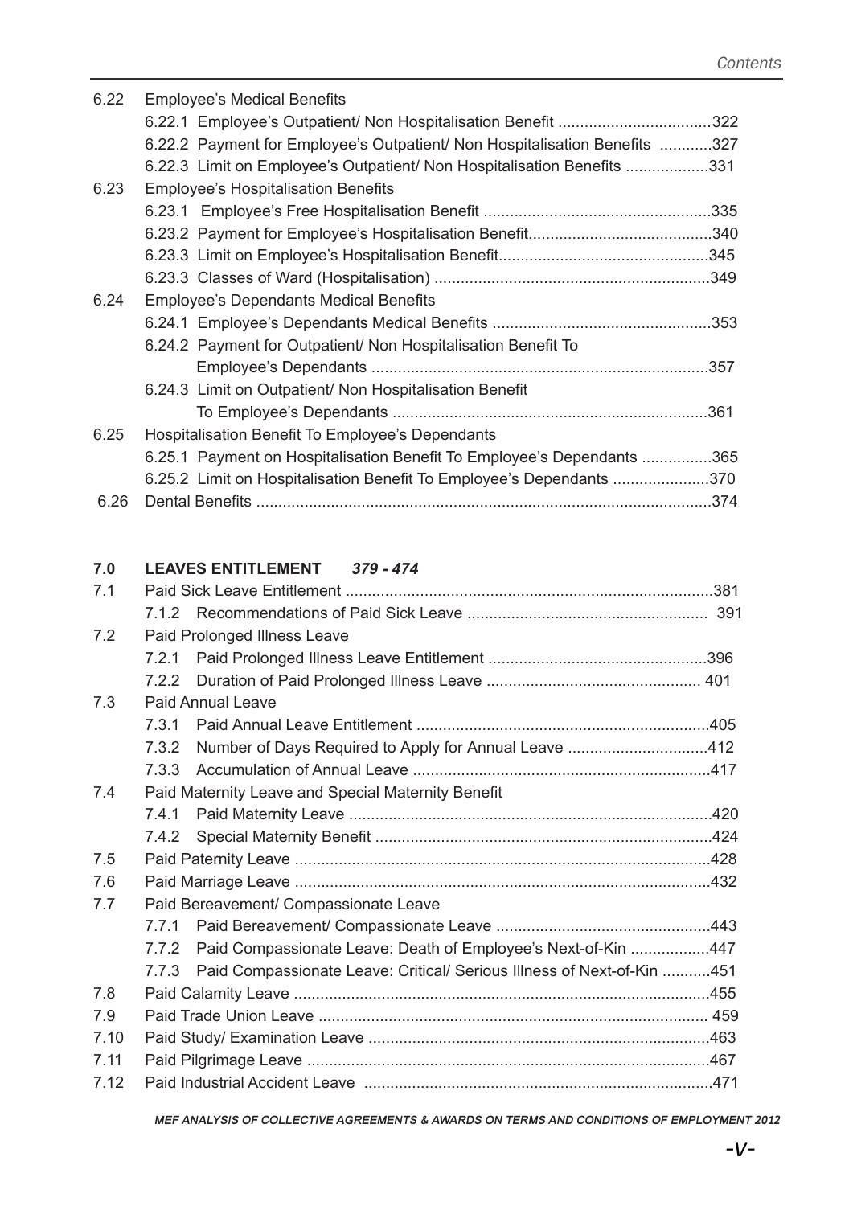| | | |
|---|---|---|
| 6.22 | Employee's Medical Benefits | |
| | 6.22.1 Employee's Outpatient/ Non Hospitalisation Benefit | 322 |
| | 6.22.2 Payment for Employee's Outpatient/ Non Hospitalisation Benefits | 327 |
| | 6.22.3 Limit on Employee's Outpatient/ Non Hospitalisation Benefits | 331 |
| 6.23 | Employee's Hospitalisation Benefits | |
| | 6.23.1 Employee's Free Hospitalisation Benefit | 335 |
| | 6.23.2 Payment for Employee's Hospitalisation Benefit | 340 |
| | 6.23.3 Limit on Employee's Hospitalisation Benefit | 345 |
| | 6.23.3 Classes of Ward (Hospitalisation) | 349 |
| 6.24 | Employee's Dependants Medical Benefits | |
| | 6.24.1 Employee's Dependants Medical Benefits | 353 |
| | 6.24.2 Payment for Outpatient/ Non Hospitalisation Benefit To Employee's Dependants | 357 |
| | 6.24.3 Limit on Outpatient/ Non Hospitalisation Benefit To Employee's Dependants | 361 |
| 6.25 | Hospitalisation Benefit To Employee's Dependants | |
| | 6.25.1 Payment on Hospitalisation Benefit To Employee's Dependants | 365 |
| | 6.25.2 Limit on Hospitalisation Benefit To Employee's Dependants | 370 |
| 6.26 | Dental Benefits | 374 |

## 7.0 LEAVES ENTITLEMENT *379 - 474*

| | | |
|---|---|---|
| 7.1 | Paid Sick Leave Entitlement | 381 |
| | 7.1.2 Recommendations of Paid Sick Leave | 391 |
| 7.2 | Paid Prolonged Illness Leave | |
| | 7.2.1 Paid Prolonged Illness Leave Entitlement | 396 |
| | 7.2.2 Duration of Paid Prolonged Illness Leave | 401 |
| 7.3 | Paid Annual Leave | |
| | 7.3.1 Paid Annual Leave Entitlement | 405 |
| | 7.3.2 Number of Days Required to Apply for Annual Leave | 412 |
| | 7.3.3 Accumulation of Annual Leave | 417 |
| 7.4 | Paid Maternity Leave and Special Maternity Benefit | |
| | 7.4.1 Paid Maternity Leave | 420 |
| | 7.4.2 Special Maternity Benefit | 424 |
| 7.5 | Paid Paternity Leave | 428 |
| 7.6 | Paid Marriage Leave | 432 |
| 7.7 | Paid Bereavement/ Compassionate Leave | |
| | 7.7.1 Paid Bereavement/ Compassionate Leave | 443 |
| | 7.7.2 Paid Compassionate Leave: Death of Employee's Next-of-Kin | 447 |
| | 7.7.3 Paid Compassionate Leave: Critical/ Serious Illness of Next-of-Kin | 451 |
| 7.8 | Paid Calamity Leave | 455 |
| 7.9 | Paid Trade Union Leave | 459 |
| 7.10 | Paid Study/ Examination Leave | 463 |
| 7.11 | Paid Pilgrimage Leave | 467 |
| 7.12 | Paid Industrial Accident Leave | 471 |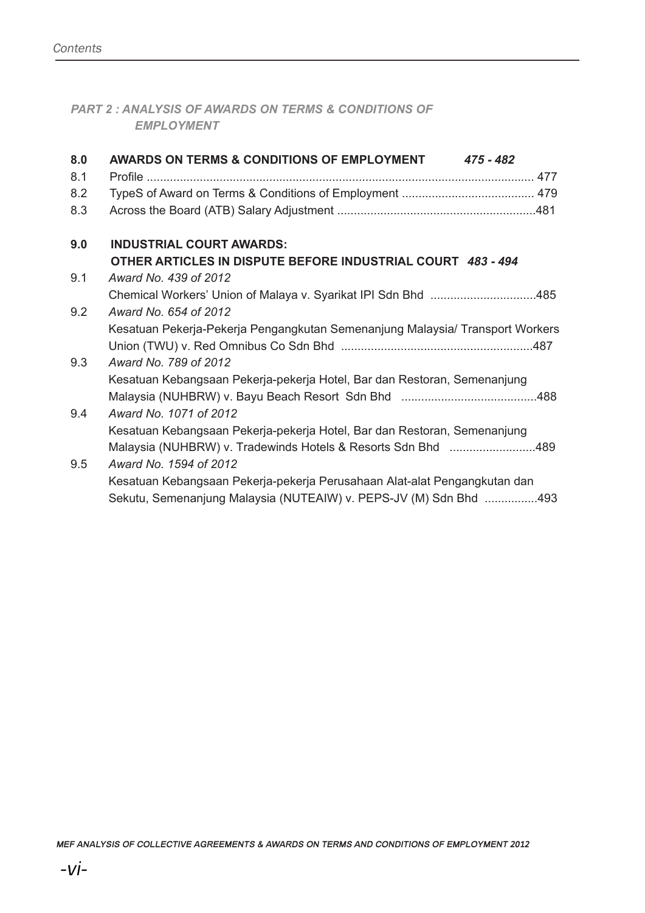*PART 2 : ANALYSIS OF AWARDS ON TERMS & CONDITIONS OF EMPLOYMENT*

**8.0 AWARDS ON TERMS & CONDITIONS OF EMPLOYMENT** ***475 - 482***

8.1 Profile ................................................................................................................. 477

8.2 TypeS of Award on Terms & Conditions of Employment ........................................ 479

8.3 Across the Board (ATB) Salary Adjustment ...........................................................481

**9.0 INDUSTRIAL COURT AWARDS: OTHER ARTICLES IN DISPUTE BEFORE INDUSTRIAL COURT** ***483 - 494***

9.1 *Award No. 439 of 2012*
Chemical Workers' Union of Malaya v. Syarikat IPI Sdn Bhd ...............................485

9.2 *Award No. 654 of 2012*
Kesatuan Pekerja-Pekerja Pengangkutan Semenanjung Malaysia/ Transport Workers Union (TWU) v. Red Omnibus Co Sdn Bhd .........................................................487

9.3 *Award No. 789 of 2012*
Kesatuan Kebangsaan Pekerja-pekerja Hotel, Bar dan Restoran, Semenanjung Malaysia (NUHBRW) v. Bayu Beach Resort Sdn Bhd ........................................488

9.4 *Award No. 1071 of 2012*
Kesatuan Kebangsaan Pekerja-pekerja Hotel, Bar dan Restoran, Semenanjung Malaysia (NUHBRW) v. Tradewinds Hotels & Resorts Sdn Bhd .........................489

9.5 *Award No. 1594 of 2012*
Kesatuan Kebangsaan Pekerja-pekerja Perusahaan Alat-alat Pengangkutan dan Sekutu, Semenanjung Malaysia (NUTEAIW) v. PEPS-JV (M) Sdn Bhd ...............493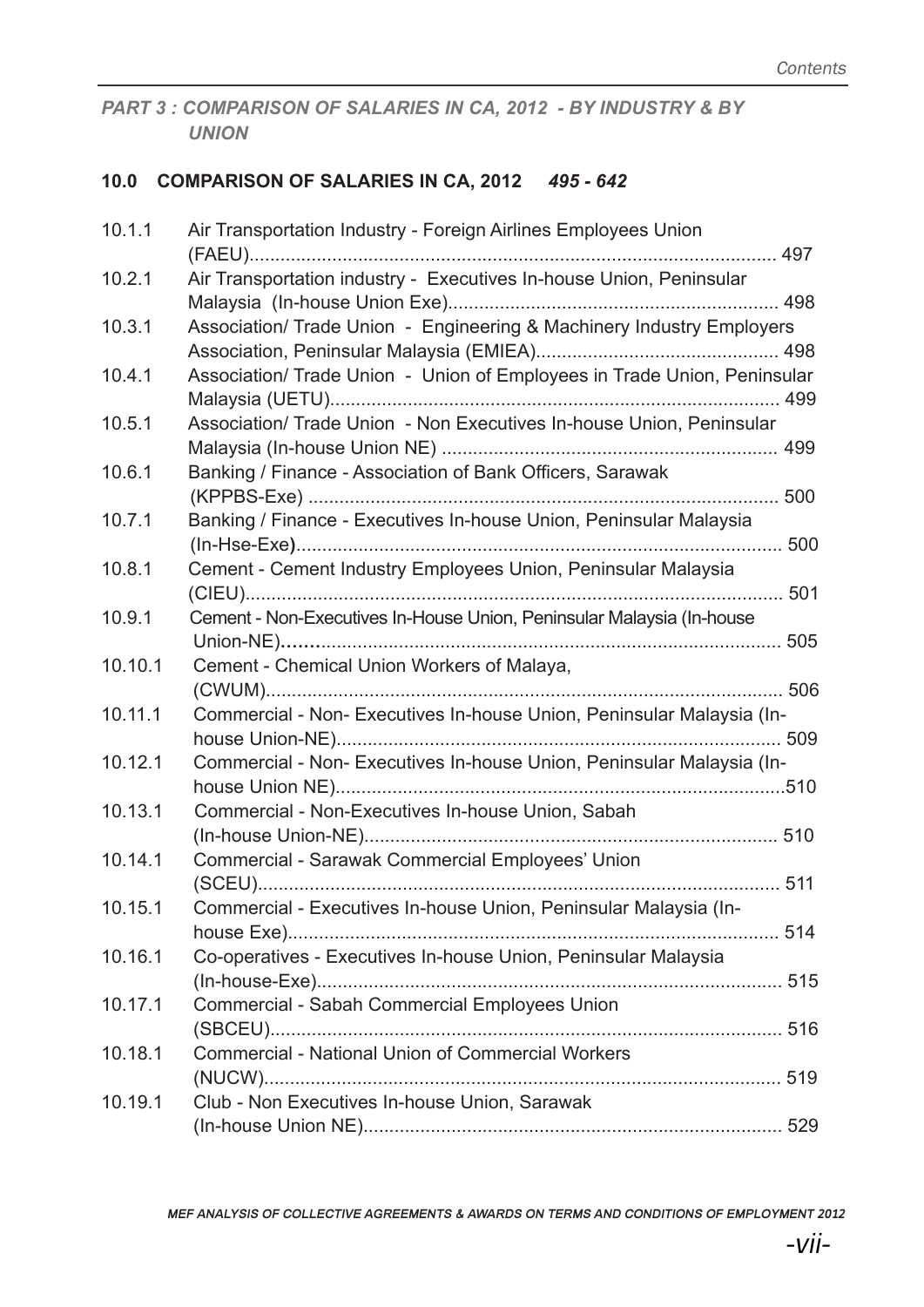*PART 3 : COMPARISON OF SALARIES IN CA, 2012 - BY INDUSTRY & BY UNION*

**10.0 COMPARISON OF SALARIES IN CA, 2012** *495 - 642*

| | | |
|---|---|---|
| 10.1.1 | Air Transportation Industry - Foreign Airlines Employees Union (FAEU) | 497 |
| 10.2.1 | Air Transportation industry - Executives In-house Union, Peninsular Malaysia (In-house Union Exe) | 498 |
| 10.3.1 | Association/ Trade Union - Engineering & Machinery Industry Employers Association, Peninsular Malaysia (EMIEA) | 498 |
| 10.4.1 | Association/ Trade Union - Union of Employees in Trade Union, Peninsular Malaysia (UETU) | 499 |
| 10.5.1 | Association/ Trade Union - Non Executives In-house Union, Peninsular Malaysia (In-house Union NE) | 499 |
| 10.6.1 | Banking / Finance - Association of Bank Officers, Sarawak (KPPBS-Exe) | 500 |
| 10.7.1 | Banking / Finance - Executives In-house Union, Peninsular Malaysia (In-Hse-Exe) | 500 |
| 10.8.1 | Cement - Cement Industry Employees Union, Peninsular Malaysia (CIEU) | 501 |
| 10.9.1 | Cement - Non-Executives In-House Union, Peninsular Malaysia (In-house Union-NE) | 505 |
| 10.10.1 | Cement - Chemical Union Workers of Malaya, (CWUM) | 506 |
| 10.11.1 | Commercial - Non- Executives In-house Union, Peninsular Malaysia (In-house Union-NE) | 509 |
| 10.12.1 | Commercial - Non- Executives In-house Union, Peninsular Malaysia (In-house Union NE) | 510 |
| 10.13.1 | Commercial - Non-Executives In-house Union, Sabah (In-house Union-NE) | 510 |
| 10.14.1 | Commercial - Sarawak Commercial Employees' Union (SCEU) | 511 |
| 10.15.1 | Commercial - Executives In-house Union, Peninsular Malaysia (In-house Exe) | 514 |
| 10.16.1 | Co-operatives - Executives In-house Union, Peninsular Malaysia (In-house-Exe) | 515 |
| 10.17.1 | Commercial - Sabah Commercial Employees Union (SBCEU) | 516 |
| 10.18.1 | Commercial - National Union of Commercial Workers (NUCW) | 519 |
| 10.19.1 | Club - Non Executives In-house Union, Sarawak (In-house Union NE) | 529 |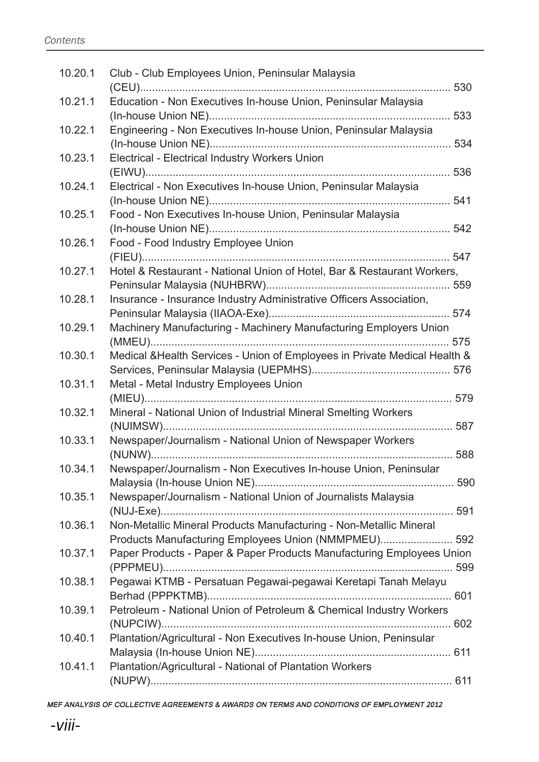| | | |
|---|---|---|
| 10.20.1 | Club - Club Employees Union, Peninsular Malaysia (CEU) | 530 |
| 10.21.1 | Education - Non Executives In-house Union, Peninsular Malaysia (In-house Union NE) | 533 |
| 10.22.1 | Engineering - Non Executives In-house Union, Peninsular Malaysia (In-house Union NE) | 534 |
| 10.23.1 | Electrical - Electrical Industry Workers Union (EIWU) | 536 |
| 10.24.1 | Electrical - Non Executives In-house Union, Peninsular Malaysia (In-house Union NE) | 541 |
| 10.25.1 | Food - Non Executives In-house Union, Peninsular Malaysia (In-house Union NE) | 542 |
| 10.26.1 | Food - Food Industry Employee Union (FIEU) | 547 |
| 10.27.1 | Hotel & Restaurant - National Union of Hotel, Bar & Restaurant Workers, Peninsular Malaysia (NUHBRW) | 559 |
| 10.28.1 | Insurance - Insurance Industry Administrative Officers Association, Peninsular Malaysia (IIAOA-Exe) | 574 |
| 10.29.1 | Machinery Manufacturing - Machinery Manufacturing Employers Union (MMEU) | 575 |
| 10.30.1 | Medical &Health Services - Union of Employees in Private Medical Health & Services, Peninsular Malaysia (UEPMHS) | 576 |
| 10.31.1 | Metal - Metal Industry Employees Union (MIEU) | 579 |
| 10.32.1 | Mineral - National Union of Industrial Mineral Smelting Workers (NUIMSW) | 587 |
| 10.33.1 | Newspaper/Journalism - National Union of Newspaper Workers (NUNW) | 588 |
| 10.34.1 | Newspaper/Journalism - Non Executives In-house Union, Peninsular Malaysia (In-house Union NE) | 590 |
| 10.35.1 | Newspaper/Journalism - National Union of Journalists Malaysia (NUJ-Exe) | 591 |
| 10.36.1 | Non-Metallic Mineral Products Manufacturing - Non-Metallic Mineral Products Manufacturing Employees Union (NMMPMEU) | 592 |
| 10.37.1 | Paper Products - Paper & Paper Products Manufacturing Employees Union (PPPMEU) | 599 |
| 10.38.1 | Pegawai KTMB - Persatuan Pegawai-pegawai Keretapi Tanah Melayu Berhad (PPPKTMB) | 601 |
| 10.39.1 | Petroleum - National Union of Petroleum & Chemical Industry Workers (NUPCIW) | 602 |
| 10.40.1 | Plantation/Agricultural - Non Executives In-house Union, Peninsular Malaysia (In-house Union NE) | 611 |
| 10.41.1 | Plantation/Agricultural - National of Plantation Workers (NUPW) | 611 |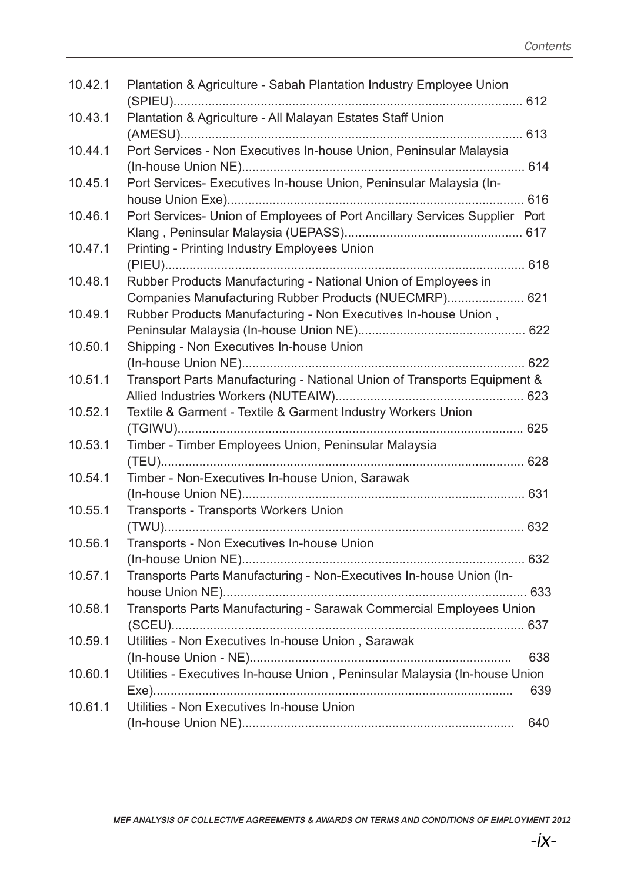| | | |
|---|---|---|
| 10.42.1 | Plantation & Agriculture - Sabah Plantation Industry Employee Union (SPIEU) | 612 |
| 10.43.1 | Plantation & Agriculture - All Malayan Estates Staff Union (AMESU) | 613 |
| 10.44.1 | Port Services - Non Executives In-house Union, Peninsular Malaysia (In-house Union NE) | 614 |
| 10.45.1 | Port Services- Executives In-house Union, Peninsular Malaysia (In-house Union Exe) | 616 |
| 10.46.1 | Port Services- Union of Employees of Port Ancillary Services Supplier Port Klang , Peninsular Malaysia (UEPASS) | 617 |
| 10.47.1 | Printing - Printing Industry Employees Union (PIEU) | 618 |
| 10.48.1 | Rubber Products Manufacturing - National Union of Employees in Companies Manufacturing Rubber Products (NUECMRP) | 621 |
| 10.49.1 | Rubber Products Manufacturing - Non Executives In-house Union , Peninsular Malaysia (In-house Union NE) | 622 |
| 10.50.1 | Shipping - Non Executives In-house Union (In-house Union NE) | 622 |
| 10.51.1 | Transport Parts Manufacturing - National Union of Transports Equipment & Allied Industries Workers (NUTEAIW) | 623 |
| 10.52.1 | Textile & Garment - Textile & Garment Industry Workers Union (TGIWU) | 625 |
| 10.53.1 | Timber - Timber Employees Union, Peninsular Malaysia (TEU) | 628 |
| 10.54.1 | Timber - Non-Executives In-house Union, Sarawak (In-house Union NE) | 631 |
| 10.55.1 | Transports - Transports Workers Union (TWU) | 632 |
| 10.56.1 | Transports - Non Executives In-house Union (In-house Union NE) | 632 |
| 10.57.1 | Transports Parts Manufacturing - Non-Executives In-house Union (In-house Union NE) | 633 |
| 10.58.1 | Transports Parts Manufacturing - Sarawak Commercial Employees Union (SCEU) | 637 |
| 10.59.1 | Utilities - Non Executives In-house Union , Sarawak (In-house Union - NE) | 638 |
| 10.60.1 | Utilities - Executives In-house Union , Peninsular Malaysia (In-house Union Exe) | 639 |
| 10.61.1 | Utilities - Non Executives In-house Union (In-house Union NE) | 640 |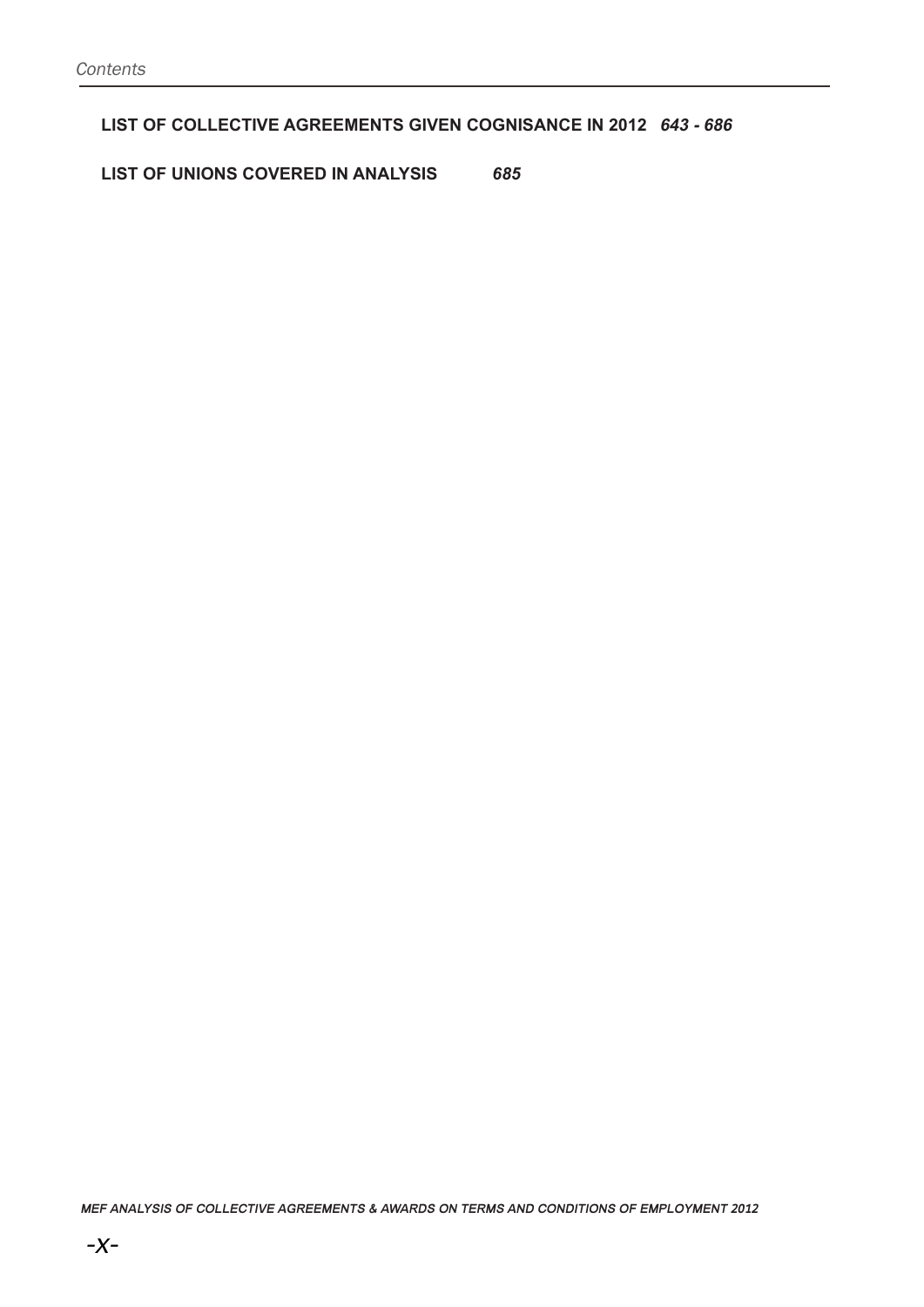**LIST OF COLLECTIVE AGREEMENTS GIVEN COGNISANCE IN 2012** *643 - 686*

**LIST OF UNIONS COVERED IN ANALYSIS** *685*